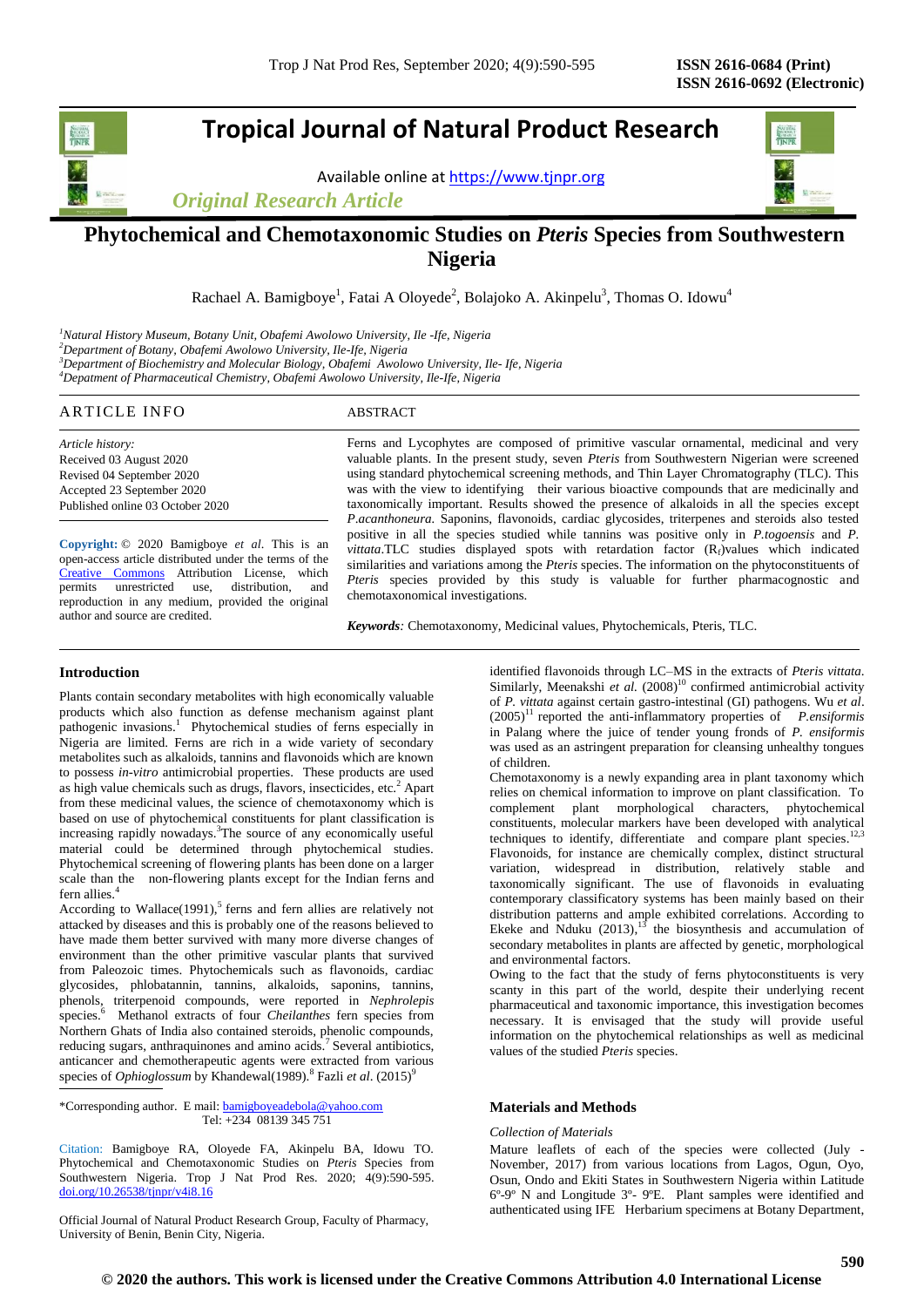# Tropical Journal of Natural Product Research

Available online at https://www.tjnpr.org

*Original Research Article*

## Phytochemical and Chemotaxonomic Studies on *Pteris* Species from Southwestern Nigeria

Rachael A. Bamigboye[1], Fatai A Oloyede[2], Bolajoko A. Akinpelu[3], Thomas O. Idowu[4]

[1]*Natural History Museum, Botany Unit, Obafemi Awolowo University, Ile -Ife, Nigeria*
[2]*Department of Botany, Obafemi Awolowo University, Ile-Ife, Nigeria*
[3]*Department of Biochemistry and Molecular Biology, Obafemi Awolowo University, Ile- Ife, Nigeria*
[4]*Depatment of Pharmaceutical Chemistry, Obafemi Awolowo University, Ile-Ife, Nigeria*

**ARTICLE INFO**

*Article history:*
Received 03 August 2020
Revised 04 September 2020
Accepted 23 September 2020
Published online 03 October 2020

**Copyright:** © 2020 Bamigboye *et al*. This is an open-access article distributed under the terms of the Creative Commons Attribution License, which permits unrestricted use, distribution, and reproduction in any medium, provided the original author and source are credited.

**ABSTRACT**

Ferns and Lycophytes are composed of primitive vascular ornamental, medicinal and very valuable plants. In the present study, seven *Pteris* from Southwestern Nigerian were screened using standard phytochemical screening methods, and Thin Layer Chromatography (TLC). This was with the view to identifying their various bioactive compounds that are medicinally and taxonomically important. Results showed the presence of alkaloids in all the species except *P.acanthoneura*. Saponins, flavonoids, cardiac glycosides, triterpenes and steroids also tested positive in all the species studied while tannins was positive only in *P.togoensis* and *P. vittata*.TLC studies displayed spots with retardation factor ($R_f$)values which indicated similarities and variations among the *Pteris* species. The information on the phytoconstituents of *Pteris* species provided by this study is valuable for further pharmacognostic and chemotaxonomical investigations.

***Keywords**:* Chemotaxonomy, Medicinal values, Phytochemicals, Pteris, TLC.

### Introduction

Plants contain secondary metabolites with high economically valuable products which also function as defense mechanism against plant pathogenic invasions.[1] Phytochemical studies of ferns especially in Nigeria are limited. Ferns are rich in a wide variety of secondary metabolites such as alkaloids, tannins and flavonoids which are known to possess *in-vitro* antimicrobial properties. These products are used as high value chemicals such as drugs, flavors, insecticides, etc.[2] Apart from these medicinal values, the science of chemotaxonomy which is based on use of phytochemical constituents for plant classification is increasing rapidly nowadays.[3] The source of any economically useful material could be determined through phytochemical studies. Phytochemical screening of flowering plants has been done on a larger scale than the non-flowering plants except for the Indian ferns and fern allies.[4]

According to Wallace(1991),[5] ferns and fern allies are relatively not attacked by diseases and this is probably one of the reasons believed to have made them better survived with many more diverse changes of environment than the other primitive vascular plants that survived from Paleozoic times. Phytochemicals such as flavonoids, cardiac glycosides, phlobatannin, tannins, alkaloids, saponins, tannins, phenols, triterpenoid compounds, were reported in *Nephrolepis* species.[6] Methanol extracts of four *Cheilanthes* fern species from Northern Ghats of India also contained steroids, phenolic compounds, reducing sugars, anthraquinones and amino acids.[7] Several antibiotics, anticancer and chemotherapeutic agents were extracted from various species of *Ophioglossum* by Khandewal(1989).[8] Fazli *et al*. (2015)[9] identified flavonoids through LC–MS in the extracts of *Pteris vittata*. Similarly, Meenakshi *et al.* (2008)[10] confirmed antimicrobial activity of *P. vittata* against certain gastro-intestinal (GI) pathogens. Wu *et al*. (2005)[11] reported the anti-inflammatory properties of *P.ensiformis* in Palang where the juice of tender young fronds of *P. ensiformis* was used as an astringent preparation for cleansing unhealthy tongues of children.

Chemotaxonomy is a newly expanding area in plant taxonomy which relies on chemical information to improve on plant classification. To complement plant morphological characters, phytochemical constituents, molecular markers have been developed with analytical techniques to identify, differentiate and compare plant species.[12,3] Flavonoids, for instance are chemically complex, distinct structural variation, widespread in distribution, relatively stable and taxonomically significant. The use of flavonoids in evaluating contemporary classificatory systems has been mainly based on their distribution patterns and ample exhibited correlations. According to Ekeke and Nduku (2013),[13] the biosynthesis and accumulation of secondary metabolites in plants are affected by genetic, morphological and environmental factors.

Owing to the fact that the study of ferns phytoconstituents is very scanty in this part of the world, despite their underlying recent pharmaceutical and taxonomic importance, this investigation becomes necessary. It is envisaged that the study will provide useful information on the phytochemical relationships as well as medicinal values of the studied *Pteris* species.

### Materials and Methods

*Collection of Materials*

Mature leaflets of each of the species were collected (July - November, 2017) from various locations from Lagos, Ogun, Oyo, Osun, Ondo and Ekiti States in Southwestern Nigeria within Latitude 6º-9º N and Longitude 3º- 9ºE. Plant samples were identified and authenticated using IFE Herbarium specimens at Botany Department,

---

*Corresponding author. E mail: bamigboyeadebola@yahoo.com
Tel: +234 08139 345 751

Citation: Bamigboye RA, Oloyede FA, Akinpelu BA, Idowu TO. Phytochemical and Chemotaxonomic Studies on *Pteris* Species from Southwestern Nigeria. Trop J Nat Prod Res. 2020; 4(9):590-595. doi.org/10.26538/tjnpr/v4i8.16

Official Journal of Natural Product Research Group, Faculty of Pharmacy, University of Benin, Benin City, Nigeria.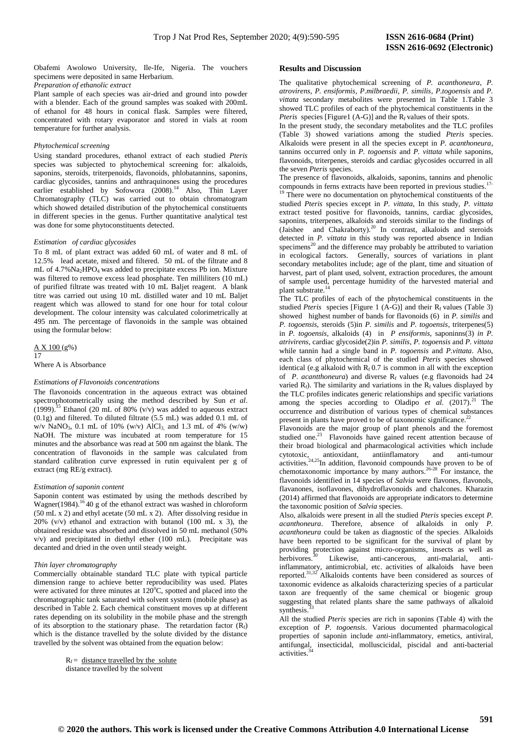Obafemi Awolowo University, Ile-Ife, Nigeria. The vouchers specimens were deposited in same Herbarium.

*Preparation of ethanolic extract*

Plant sample of each species was air-dried and ground into powder with a blender. Each of the ground samples was soaked with 200mL of ethanol for 48 hours in conical flask. Samples were filtered, concentrated with rotary evaporator and stored in vials at room temperature for further analysis.

*Phytochemical screening*

Using standard procedures, ethanol extract of each studied *Pteris* species was subjected to phytochemical screening for: alkaloids, saponins, steroids, triterpenoids, flavonoids, phlobatannins, saponins, cardiac glycosides, tannins and anthraquinones using the procedures earlier established by Sofowora (2008).[14] Also, Thin Layer Chromatography (TLC) was carried out to obtain chromatogram which showed detailed distribution of the phytochemical constituents in different species in the genus. Further quantitative analytical test was done for some phytoconstituents detected.

*Estimation of cardiac glycosides*

To 8 mL of plant extract was added 60 mL of water and 8 mL of 12.5% lead acetate, mixed and filtered. 50 mL of the filtrate and 8 mL of 4.7%$Na_2HPO_4$ was added to precipitate excess Pb ion. Mixture was filtered to remove excess lead phosphate. Ten milliliters (10 mL) of purified filtrate was treated with 10 mL Baljet reagent. A blank titre was carried out using 10 mL distilled water and 10 mL Baljet reagent which was allowed to stand for one hour for total colour development. The colour intensity was calculated colorimetrically at 495 nm. The percentage of flavonoids in the sample was obtained using the formular below:

$$\frac{A \times 100}{17} (g\%)$$

Where A is Absorbance

*Estimations of Flavonoids concentrations*

The flavonoids concentration in the aqueous extract was obtained spectrophotometrically using the method described by Sun *et al*. (1999).[15] Ethanol (20 mL of 80% (v/v) was added to aqueous extract (0.1g) and filtered. To diluted filtrate (5.5 mL) was added 0.1 mL of w/v $NaNO_3$, 0.1 mL of 10% (w/v) $AlCl_3$ and 1.3 mL of 4% (w/w) NaOH. The mixture was incubated at room temperature for 15 minutes and the absorbance was read at 500 nm against the blank. The concentration of flavonoids in the sample was calculated from standard calibration curve expressed in rutin equivalent per g of extract (mg RE/g extract).

*Estimation of saponin content*

Saponin content was estimated by using the methods described by Wagner(1984).[16] 40 g of the ethanol extract was washed in chloroform (50 mL x 2) and ethyl acetate (50 mL x 2). After dissolving residue in 20% (v/v) ethanol and extraction with butanol (100 mL x 3), the obtained residue was absorbed and dissolved in 50 mL methanol (50% v/v) and precipitated in diethyl ether (100 mL). Precipitate was decanted and dried in the oven until steady weight.

*Thin layer chromatography*

Commercially obtainable standard TLC plate with typical particle dimension range to achieve better reproducibility was used. Plates were activated for three minutes at 120°C, spotted and placed into the chromatographic tank saturated with solvent system (mobile phase) as described in Table 2. Each chemical constituent moves up at different rates depending on its solubility in the mobile phase and the strength of its absorption to the stationary phase. The retardation factor ($R_f$) which is the distance travelled by the solute divided by the distance travelled by the solvent was obtained from the equation below:

$$R_f = \frac{\text{distance travelled by the solute}}{\text{distance travelled by the solvent}}$$

## Results and Discussion

The qualitative phytochemical screening of *P. acanthoneura*, *P. atrovirens*, *P. ensiformis*, *P.milbraedii*, *P. similis*, *P.togoensis* and *P. vittata* secondary metabolites were presented in Table 1.Table 3 showed TLC profiles of each of the phytochemical constituents in the *Pteris* species [Figure1 (A-G)] and the $R_f$ values of their spots.

In the present study, the secondary metabolites and the TLC profiles (Table 3) showed variations among the studied *Pteris* species. Alkaloids were present in all the species except in *P. acanthoneura*, tannins occurred only in *P. togoensis* and *P. vittata* while saponins, flavonoids, triterpenes, steroids and cardiac glycosides occurred in all the seven *Pteris* species.

The presence of flavonoids, alkaloids, saponins, tannins and phenolic compounds in ferns extracts have been reported in previous studies.[17-19] There were no documentation on phytochemical constituents of the studied *Pteris* species except in *P. vittata*, In this study, *P. vittata* extract tested positive for flavonoids, tannins, cardiac glycosides, saponins, triterpenes, alkaloids and steroids similar to the findings of (Jaishee and Chakraborty).[20] In contrast, alkaloids and steroids detected in *P. vittata* in this study was reported absence in Indian specimens[20] and the difference may probably be attributed to variation in ecological factors. Generally, sources of variations in plant secondary metabolites include; age of the plant, time and situation of harvest, part of plant used, solvent, extraction procedures, the amount of sample used, percentage humidity of the harvested material and plant substrate.[14]

The TLC profiles of each of the phytochemical constituents in the studied *Pteris* species [Figure 1 (A-G)] and their $R_f$ values (Table 3) showed highest number of bands for flavonoids (6) in *P. similis* and *P. togoensis*, steroids (5)in *P. similis* and *P. togoensis*, triterpenes(5) in *P. togoensis*, alkaloids (4) in *P ensiformis*, saponinns(3) *in P. atrivirens*, cardiac glycoside(2)in *P. similis*, *P. togoensis* and *P. vittata* while tannin had a single band in *P. togoensis* and *P.vittata*. Also, each class of phytochemical of the studied *Pteris* species showed identical (e.g alkaloid with $R_f$ 0.7 is common in all with the exception of *P. acantthoneura*) and diverse $R_f$ values (e.g flavonoids had 24 varied $R_f$). The similarity and variations in the $R_f$ values displayed by the TLC profiles indicates generic relationships and specific variations among the species according to Oladipo *et al*. (2017).[21] The occurrence and distribution of various types of chemical substances present in plants have proved to be of taxonomic significance.[22]

Flavonoids are the major group of plant phenols and the foremost studied one.[23] Flavonoids have gained recent attention because of their broad biological and pharmacological activities which include cytotoxic, antioxidant, antiinflamatory and anti-tumour activities.[24,25]In addition, flavonoid compounds have proven to be of chemotaxonomic importance by many authors.[26-28] For instance, the flavonoids identified in 14 species of *Salvia* were flavones, flavonols, flavanones, isoflavones, dihydroflavonoids and chalcones. Kharazin (2014) affirmed that flavonoids are appropriate indicators to determine the taxonomic position of *Salvia* species.

Also, alkaloids were present in all the studied *Pteris* species except *P. acanthoneura*. Therefore, absence of alkaloids in only *P. acanthoneura* could be taken as diagnostic of the species. Alkaloids have been reported to be significant for the survival of plant by providing protection against micro-organisms, insects as well as herbivores.[30] Likewise, anti-cancerous, anti-malarial, anti-inflammatory, antimicrobial, etc. activities of alkaloids have been reported.[31,32] Alkaloids contents have been considered as sources of taxonomic evidence as alkaloids characterizing species of a particular taxon are frequently of the same chemical or biogenic group suggesting that related plants share the same pathways of alkaloid synthesis.[33]

All the studied *Pteris* species are rich in saponins (Table 4) with the exception of *P. togoensis*. Various documented pharmacological properties of saponin include *anti*-inflammatory, emetics, antiviral, antifungal, insecticidal, molluscicidal, piscidal and anti-bacterial activities.[34]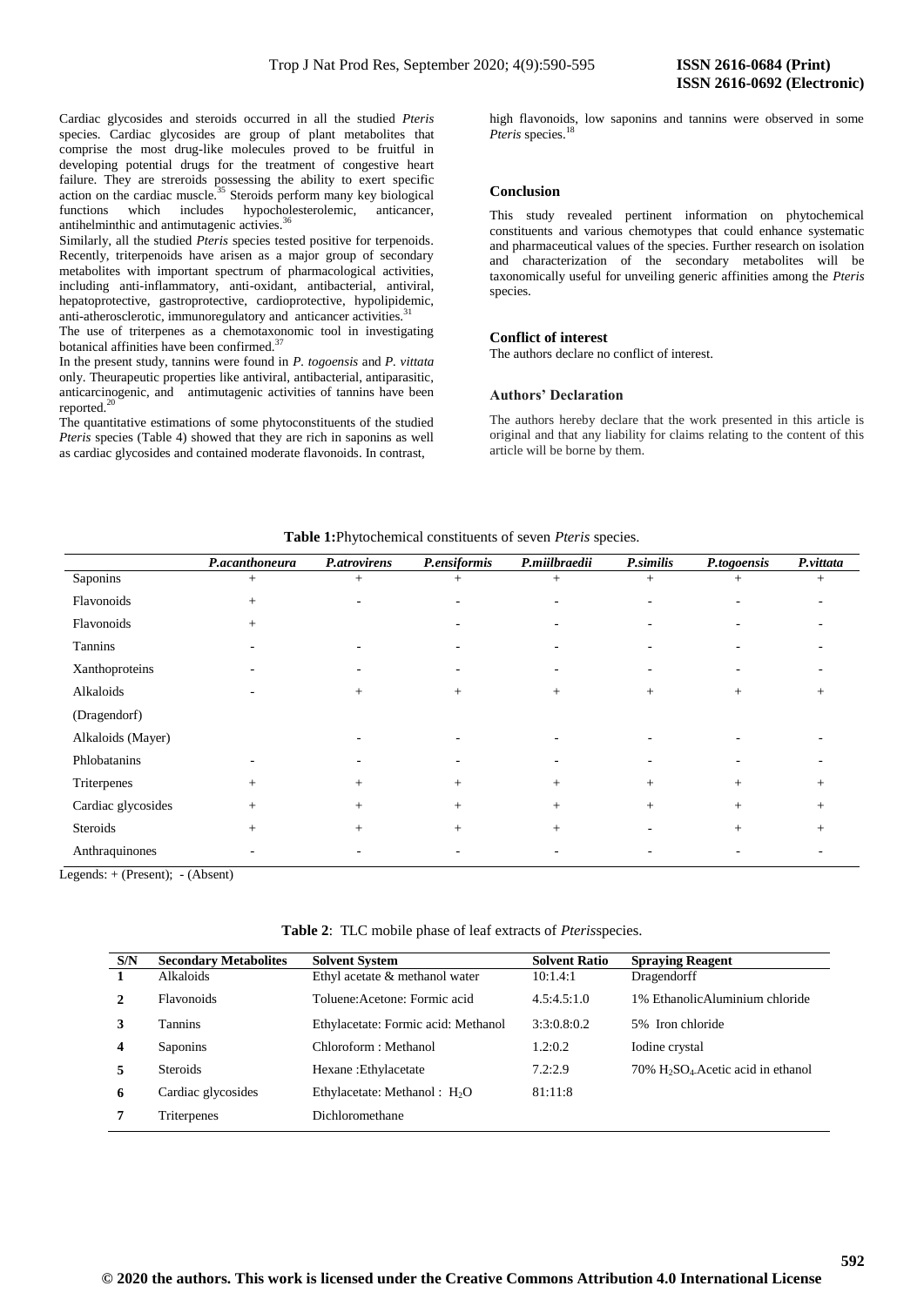Cardiac glycosides and steroids occurred in all the studied *Pteris* species. Cardiac glycosides are group of plant metabolites that comprise the most drug-like molecules proved to be fruitful in developing potential drugs for the treatment of congestive heart failure. They are streroids possessing the ability to exert specific action on the cardiac muscle.[35] Steroids perform many key biological functions which includes hypocholesterolemic, anticancer, antihelminthic and antimutagenic activies.[36]

Similarly, all the studied *Pteris* species tested positive for terpenoids. Recently, triterpenoids have arisen as a major group of secondary metabolites with important spectrum of pharmacological activities, including anti-inflammatory, anti-oxidant, antibacterial, antiviral, hepatoprotective, gastroprotective, cardioprotective, hypolipidemic, anti-atherosclerotic, immunoregulatory and anticancer activities.[31]

The use of triterpenes as a chemotaxonomic tool in investigating botanical affinities have been confirmed.[37]

In the present study, tannins were found in *P. togoensis* and *P. vittata* only. Theurapeutic properties like antiviral, antibacterial, antiparasitic, anticarcinogenic, and antimutagenic activities of tannins have been reported.[20]

The quantitative estimations of some phytoconstituents of the studied *Pteris* species (Table 4) showed that they are rich in saponins as well as cardiac glycosides and contained moderate flavonoids. In contrast, high flavonoids, low saponins and tannins were observed in some *Pteris* species.[18]

## Conclusion

This study revealed pertinent information on phytochemical constituents and various chemotypes that could enhance systematic and pharmaceutical values of the species. Further research on isolation and characterization of the secondary metabolites will be taxonomically useful for unveiling generic affinities among the *Pteris* species.

## Conflict of interest

The authors declare no conflict of interest.

## Authors' Declaration

The authors hereby declare that the work presented in this article is original and that any liability for claims relating to the content of this article will be borne by them.

**Table 1:** Phytochemical constituents of seven *Pteris* species.

| | *P.acanthoneura* | *P.atrovirens* | *P.ensiformis* | *P.miilbraedii* | *P.similis* | *P.togoensis* | *P.vittata* |
|---|---|---|---|---|---|---|---|
| Saponins | + | + | + | + | + | + | + |
| Flavonoids | + | - | - | - | - | - | - |
| Flavonoids | + | | - | - | - | - | - |
| Tannins | - | - | - | - | - | - | - |
| Xanthoproteins | - | - | - | - | - | - | - |
| Alkaloids (Dragendorf) | - | + | + | + | + | + | + |
| Alkaloids (Mayer) | | - | - | - | - | - | - |
| Phlobatanins | - | - | - | - | - | - | - |
| Triterpenes | + | + | + | + | + | + | + |
| Cardiac glycosides | + | + | + | + | + | + | + |
| Steroids | + | + | + | + | - | + | + |
| Anthraquinones | - | - | - | - | - | - | - |

Legends: + (Present); - (Absent)

**Table 2**: TLC mobile phase of leaf extracts of *Pteris*species.

| S/N | Secondary Metabolites | Solvent System | Solvent Ratio | Spraying Reagent |
|---|---|---|---|---|
| 1 | Alkaloids | Ethyl acetate & methanol water | 10:1.4:1 | Dragendorff |
| 2 | Flavonoids | Toluene:Acetone: Formic acid | 4.5:4.5:1.0 | 1% EthanolicAluminium chloride |
| 3 | Tannins | Ethylacetate: Formic acid: Methanol | 3:3:0.8:0.2 | 5% Iron chloride |
| 4 | Saponins | Chloroform : Methanol | 1.2:0.2 | Iodine crystal |
| 5 | Steroids | Hexane :Ethylacetate | 7.2:2.9 | 70% $H_2SO_4$.Acetic acid in ethanol |
| 6 | Cardiac glycosides | Ethylacetate: Methanol : $H_2O$ | 81:11:8 | |
| 7 | Triterpenes | Dichloromethane | | |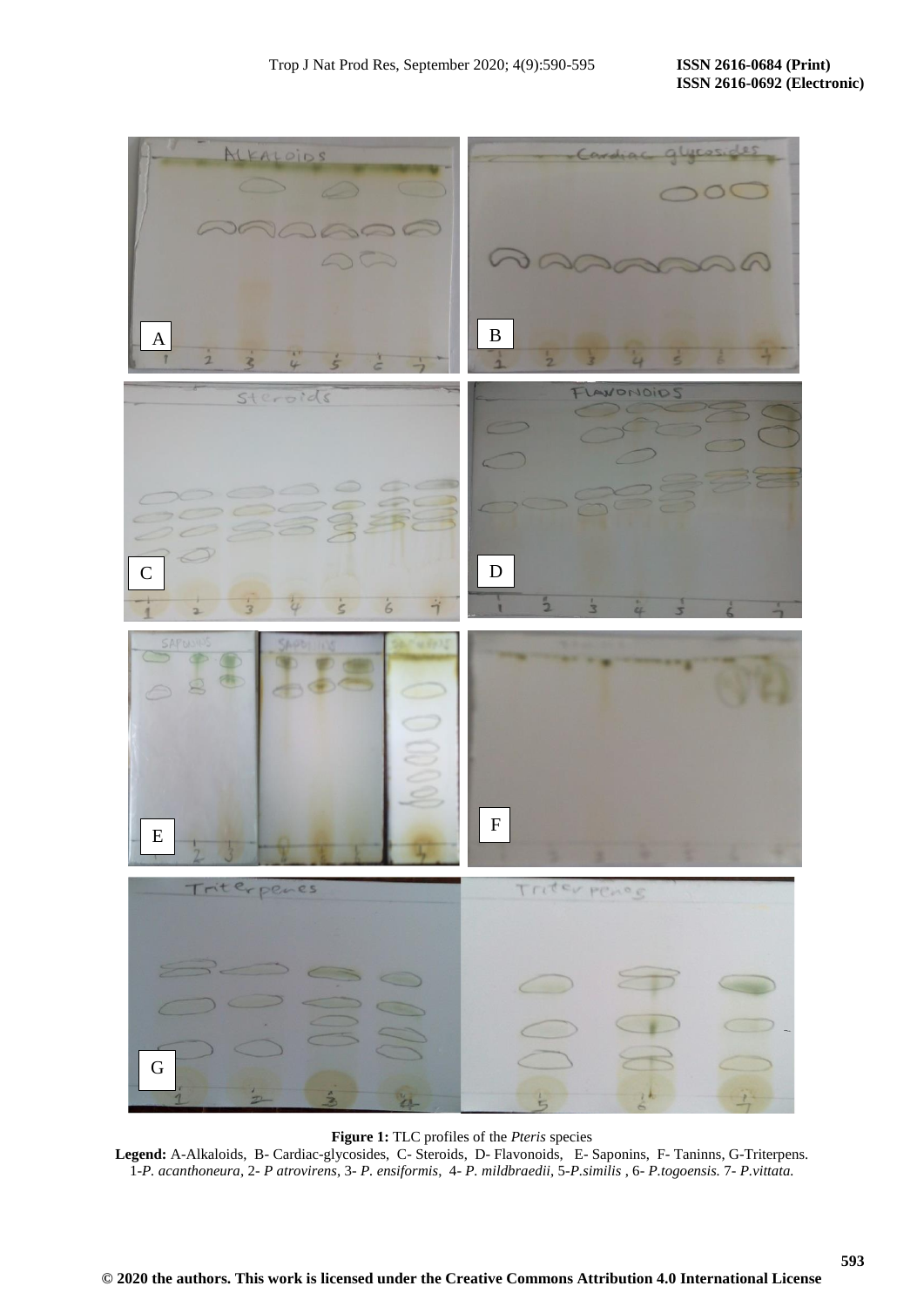**Figure 1:** TLC profiles of the *Pteris* species

**Legend:** A-Alkaloids, B- Cardiac-glycosides, C- Steroids, D- Flavonoids, E- Saponins, F- Taninns, G-Triterpens. 1-*P. acanthoneura*, 2- *P atrovirens*, 3- *P. ensiformis*, 4- *P. mildbraedii*, 5-*P.similis* , 6- *P.togoensis.* 7- *P.vittata.*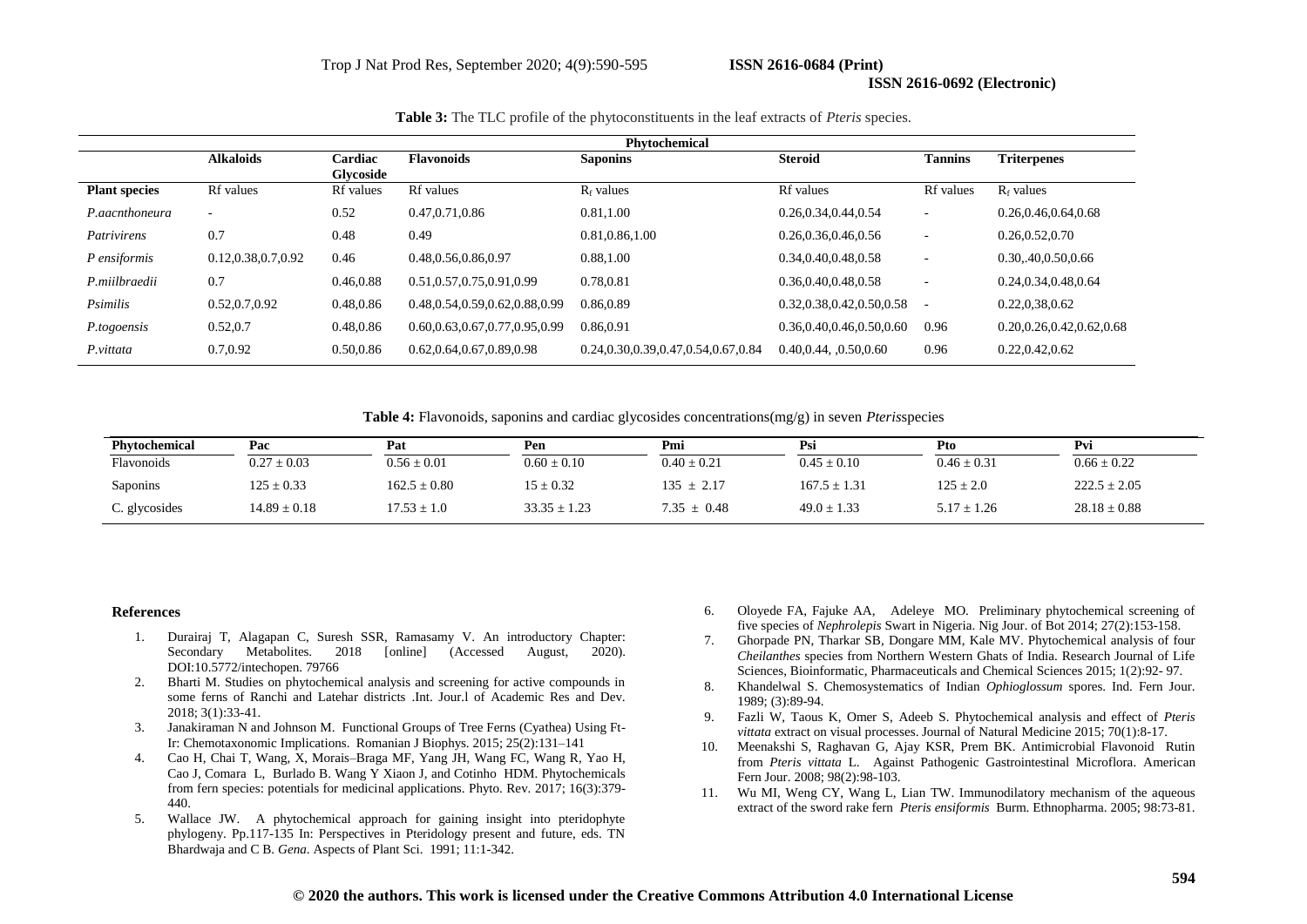**Table 3:** The TLC profile of the phytoconstituents in the leaf extracts of *Pteris* species.

| | Phytochemical | | | | | | |
|---|---|---|---|---|---|---|---|
| | **Alkaloids** | **Cardiac Glycoside** | **Flavonoids** | **Saponins** | **Steroid** | **Tannins** | **Triterpenes** |
| **Plant species** | Rf values | Rf values | Rf values | $R_f$ values | Rf values | Rf values | $R_f$ values |
| *P.aacnthoneura* | - | 0.52 | 0.47,0.71,0.86 | 0.81,1.00 | 0.26,0.34,0.44,0.54 | - | 0.26,0.46,0.64,0.68 |
| *Patrivirens* | 0.7 | 0.48 | 0.49 | 0.81,0.86,1.00 | 0.26,0.36,0.46,0.56 | - | 0.26,0.52,0.70 |
| *P ensiformis* | 0.12,0.38,0.7,0.92 | 0.46 | 0.48,0.56,0.86,0.97 | 0.88,1.00 | 0.34,0.40,0.48,0.58 | - | 0.30,.40,0.50,0.66 |
| *P.miilbraedii* | 0.7 | 0.46,0.88 | 0.51,0.57,0.75,0.91,0.99 | 0.78,0.81 | 0.36,0.40,0.48,0.58 | - | 0.24,0.34,0.48,0.64 |
| *Psimilis* | 0.52,0.7,0.92 | 0.48,0.86 | 0.48,0.54,0.59,0.62,0.88,0.99 | 0.86,0.89 | 0.32,0.38,0.42,0.50,0.58 | - | 0.22,0,38,0.62 |
| *P.togoensis* | 0.52,0.7 | 0.48,0.86 | 0.60,0.63,0.67,0.77,0.95,0.99 | 0.86,0.91 | 0.36,0.40,0.46,0.50,0.60 | 0.96 | 0.20,0.26,0.42,0.62,0.68 |
| *P.vittata* | 0.7,0.92 | 0.50,0.86 | 0.62,0.64,0.67,0.89,0.98 | 0.24,0.30,0.39,0.47,0.54,0.67,0.84 | 0.40,0.44, ,0.50,0.60 | 0.96 | 0.22,0.42,0.62 |

**Table 4:** Flavonoids, saponins and cardiac glycosides concentrations(mg/g) in seven *Pteris*species

| Phytochemical | Pac | Pat | Pen | Pmi | Psi | Pto | Pvi |
|---|---|---|---|---|---|---|---|
| Flavonoids | 0.27 ± 0.03 | 0.56 ± 0.01 | 0.60 ± 0.10 | 0.40 ± 0.21 | 0.45 ± 0.10 | 0.46 ± 0.31 | 0.66 ± 0.22 |
| Saponins | 125 ± 0.33 | 162.5 ± 0.80 | 15 ± 0.32 | 135 ± 2.17 | 167.5 ± 1.31 | 125 ± 2.0 | 222.5 ± 2.05 |
| C. glycosides | 14.89 ± 0.18 | 17.53 ± 1.0 | 33.35 ± 1.23 | 7.35 ± 0.48 | 49.0 ± 1.33 | 5.17 ± 1.26 | 28.18 ± 0.88 |

## References

1. Durairaj T, Alagapan C, Suresh SSR, Ramasamy V. An introductory Chapter: Secondary Metabolites. 2018 [online] (Accessed August, 2020). DOI:10.5772/intechopen. 79766
2. Bharti M. Studies on phytochemical analysis and screening for active compounds in some ferns of Ranchi and Latehar districts .Int. Jour.l of Academic Res and Dev. 2018; 3(1):33-41.
3. Janakiraman N and Johnson M. Functional Groups of Tree Ferns (Cyathea) Using Ft-Ir: Chemotaxonomic Implications. Romanian J Biophys. 2015; 25(2):131–141
4. Cao H, Chai T, Wang, X, Morais–Braga MF, Yang JH, Wang FC, Wang R, Yao H, Cao J, Comara L, Burlado B. Wang Y Xiaon J, and Cotinho HDM. Phytochemicals from fern species: potentials for medicinal applications. Phyto. Rev. 2017; 16(3):379-440.
5. Wallace JW. A phytochemical approach for gaining insight into pteridophyte phylogeny. Pp.117-135 In: Perspectives in Pteridology present and future, eds. TN Bhardwaja and C B. *Gena*. Aspects of Plant Sci. 1991; 11:1-342.
6. Oloyede FA, Fajuke AA, Adeleye MO. Preliminary phytochemical screening of five species of *Nephrolepis* Swart in Nigeria. Nig Jour. of Bot 2014; 27(2):153-158.
7. Ghorpade PN, Tharkar SB, Dongare MM, Kale MV. Phytochemical analysis of four *Cheilanthes* species from Northern Western Ghats of India. Research Journal of Life Sciences, Bioinformatic, Pharmaceuticals and Chemical Sciences 2015; 1(2):92- 97.
8. Khandelwal S. Chemosystematics of Indian *Ophioglossum* spores. Ind. Fern Jour. 1989; (3):89-94.
9. Fazli W, Taous K, Omer S, Adeeb S. Phytochemical analysis and effect of *Pteris vittata* extract on visual processes. Journal of Natural Medicine 2015; 70(1):8-17.
10. Meenakshi S, Raghavan G, Ajay KSR, Prem BK. Antimicrobial Flavonoid Rutin from *Pteris vittata* L. Against Pathogenic Gastrointestinal Microflora. American Fern Jour. 2008; 98(2):98-103.
11. Wu MI, Weng CY, Wang L, Lian TW. Immunodilatory mechanism of the aqueous extract of the sword rake fern *Pteris ensiformis* Burm. Ethnopharma. 2005; 98:73-81.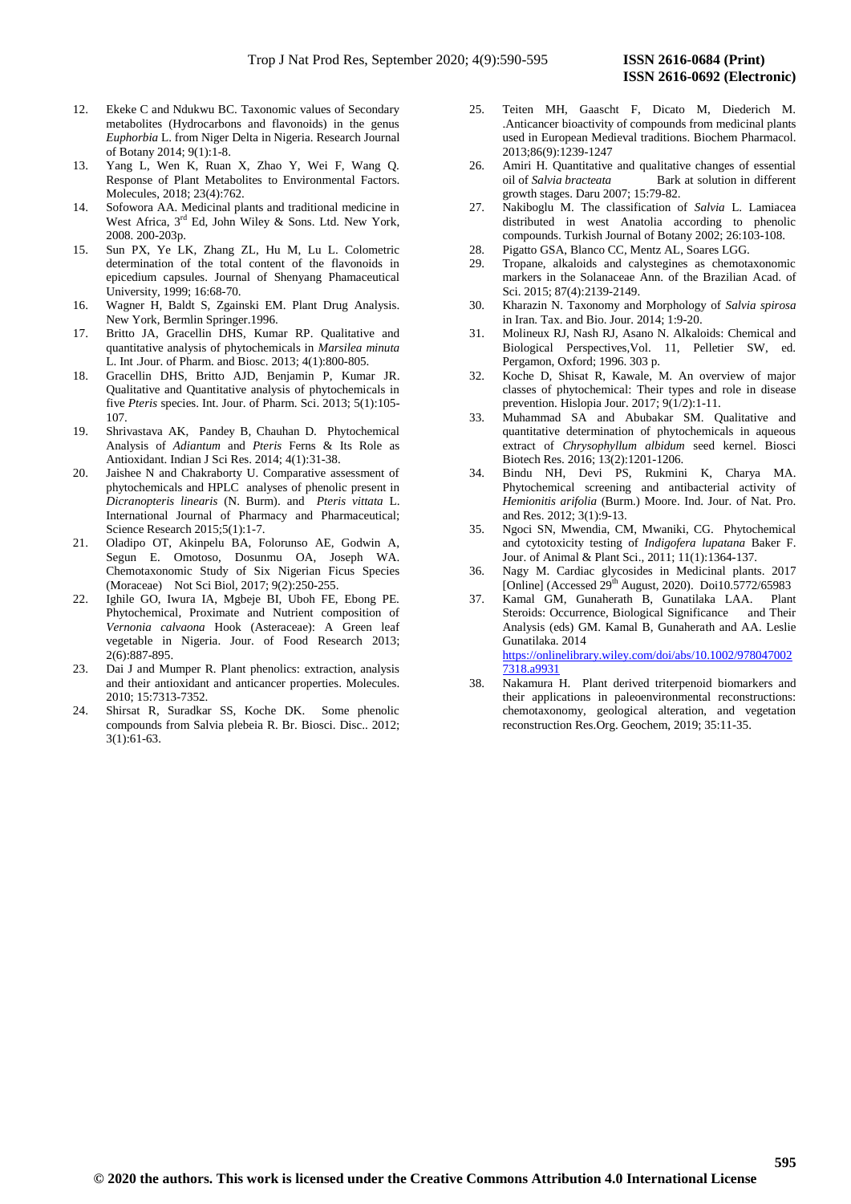12. Ekeke C and Ndukwu BC. Taxonomic values of Secondary metabolites (Hydrocarbons and flavonoids) in the genus *Euphorbia* L. from Niger Delta in Nigeria. Research Journal of Botany 2014; 9(1):1-8.
13. Yang L, Wen K, Ruan X, Zhao Y, Wei F, Wang Q. Response of Plant Metabolites to Environmental Factors. Molecules, 2018; 23(4):762.
14. Sofowora AA. Medicinal plants and traditional medicine in West Africa, 3rd Ed, John Wiley & Sons. Ltd. New York, 2008. 200-203p.
15. Sun PX, Ye LK, Zhang ZL, Hu M, Lu L. Colometric determination of the total content of the flavonoids in epicedium capsules. Journal of Shenyang Phamaceutical University, 1999; 16:68-70.
16. Wagner H, Baldt S, Zgainski EM. Plant Drug Analysis. New York, Bermlin Springer.1996.
17. Britto JA, Gracellin DHS, Kumar RP. Qualitative and quantitative analysis of phytochemicals in *Marsilea minuta* L. Int .Jour. of Pharm. and Biosc. 2013; 4(1):800-805.
18. Gracellin DHS, Britto AJD, Benjamin P, Kumar JR. Qualitative and Quantitative analysis of phytochemicals in five *Pteris* species. Int. Jour. of Pharm. Sci. 2013; 5(1):105-107.
19. Shrivastava AK, Pandey B, Chauhan D. Phytochemical Analysis of *Adiantum* and *Pteris* Ferns & Its Role as Antioxidant. Indian J Sci Res. 2014; 4(1):31-38.
20. Jaishee N and Chakraborty U. Comparative assessment of phytochemicals and HPLC analyses of phenolic present in *Dicranopteris linearis* (N. Burm). and *Pteris vittata* L. International Journal of Pharmacy and Pharmaceutical; Science Research 2015;5(1):1-7.
21. Oladipo OT, Akinpelu BA, Folorunso AE, Godwin A, Segun E. Omotoso, Dosunmu OA, Joseph WA. Chemotaxonomic Study of Six Nigerian Ficus Species (Moraceae) Not Sci Biol, 2017; 9(2):250-255.
22. Ighile GO, Iwura IA, Mgbeje BI, Uboh FE, Ebong PE. Phytochemical, Proximate and Nutrient composition of *Vernonia calvaona* Hook (Asteraceae): A Green leaf vegetable in Nigeria. Jour. of Food Research 2013; 2(6):887-895.
23. Dai J and Mumper R. Plant phenolics: extraction, analysis and their antioxidant and anticancer properties. Molecules. 2010; 15:7313-7352.
24. Shirsat R, Suradkar SS, Koche DK. Some phenolic compounds from Salvia plebeia R. Br. Biosci. Disc.. 2012; 3(1):61-63.
25. Teiten MH, Gaascht F, Dicato M, Diederich M. .Anticancer bioactivity of compounds from medicinal plants used in European Medieval traditions. Biochem Pharmacol. 2013;86(9):1239-1247
26. Amiri H. Quantitative and qualitative changes of essential oil of *Salvia bracteata* Bark at solution in different growth stages. Daru 2007; 15:79-82.
27. Nakiboglu M. The classification of *Salvia* L. Lamiacea distributed in west Anatolia according to phenolic compounds. Turkish Journal of Botany 2002; 26:103-108.
28. Pigatto GSA, Blanco CC, Mentz AL, Soares LGG.
29. Tropane, alkaloids and calystegines as chemotaxonomic markers in the Solanaceae Ann. of the Brazilian Acad. of Sci. 2015; 87(4):2139-2149.
30. Kharazin N. Taxonomy and Morphology of *Salvia spirosa* in Iran. Tax. and Bio. Jour. 2014; 1:9-20.
31. Molineux RJ, Nash RJ, Asano N. Alkaloids: Chemical and Biological Perspectives,Vol. 11, Pelletier SW, ed. Pergamon, Oxford; 1996. 303 p.
32. Koche D, Shisat R, Kawale, M. An overview of major classes of phytochemical: Their types and role in disease prevention. Hislopia Jour. 2017; 9(1/2):1-11.
33. Muhammad SA and Abubakar SM. Qualitative and quantitative determination of phytochemicals in aqueous extract of *Chrysophyllum albidum* seed kernel. Biosci Biotech Res. 2016; 13(2):1201-1206.
34. Bindu NH, Devi PS, Rukmini K, Charya MA. Phytochemical screening and antibacterial activity of *Hemionitis arifolia* (Burm.) Moore. Ind. Jour. of Nat. Pro. and Res. 2012; 3(1):9-13.
35. Ngoci SN, Mwendia, CM, Mwaniki, CG. Phytochemical and cytotoxicity testing of *Indigofera lupatana* Baker F. Jour. of Animal & Plant Sci., 2011; 11(1):1364-137.
36. Nagy M. Cardiac glycosides in Medicinal plants. 2017 [Online] (Accessed 29th August, 2020). Doi10.5772/65983
37. Kamal GM, Gunaherath B, Gunatilaka LAA. Plant Steroids: Occurrence, Biological Significance and Their Analysis (eds) GM. Kamal B, Gunaherath and AA. Leslie Gunatilaka. 2014 https://onlinelibrary.wiley.com/doi/abs/10.1002/9780470027318.a9931
38. Nakamura H. Plant derived triterpenoid biomarkers and their applications in paleoenvironmental reconstructions: chemotaxonomy, geological alteration, and vegetation reconstruction Res.Org. Geochem, 2019; 35:11-35.